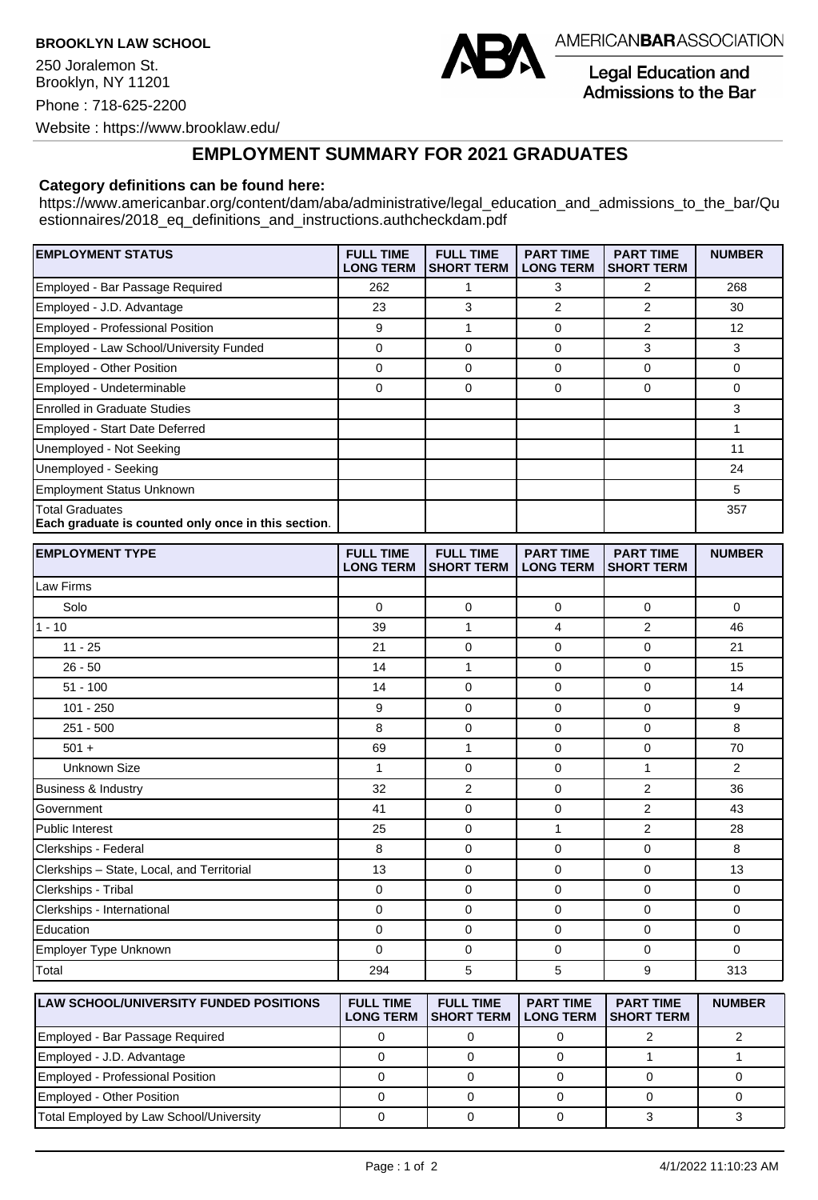**BROOKLYN LAW SCHOOL**

250 Joralemon St.
Brooklyn, NY 11201

Phone : 718-625-2200

Website : https://www.brooklaw.edu/

AMERICAN**BAR**ASSOCIATION

Legal Education and Admissions to the Bar

# EMPLOYMENT SUMMARY FOR 2021 GRADUATES

**Category definitions can be found here:**

https://www.americanbar.org/content/dam/aba/administrative/legal_education_and_admissions_to_the_bar/Questionnaires/2018_eq_definitions_and_instructions.authcheckdam.pdf

| EMPLOYMENT STATUS | FULL TIME LONG TERM | FULL TIME SHORT TERM | PART TIME LONG TERM | PART TIME SHORT TERM | NUMBER |
|---|---|---|---|---|---|
| Employed - Bar Passage Required | 262 | 1 | 3 | 2 | 268 |
| Employed - J.D. Advantage | 23 | 3 | 2 | 2 | 30 |
| Employed - Professional Position | 9 | 1 | 0 | 2 | 12 |
| Employed - Law School/University Funded | 0 | 0 | 0 | 3 | 3 |
| Employed - Other Position | 0 | 0 | 0 | 0 | 0 |
| Employed - Undeterminable | 0 | 0 | 0 | 0 | 0 |
| Enrolled in Graduate Studies | | | | | 3 |
| Employed - Start Date Deferred | | | | | 1 |
| Unemployed - Not Seeking | | | | | 11 |
| Unemployed - Seeking | | | | | 24 |
| Employment Status Unknown | | | | | 5 |
| Total Graduates **Each graduate is counted only once in this section**. | | | | | 357 |

| EMPLOYMENT TYPE | FULL TIME LONG TERM | FULL TIME SHORT TERM | PART TIME LONG TERM | PART TIME SHORT TERM | NUMBER |
|---|---|---|---|---|---|
| Law Firms | | | | | |
| Solo | 0 | 0 | 0 | 0 | 0 |
| 1 - 10 | 39 | 1 | 4 | 2 | 46 |
| 11 - 25 | 21 | 0 | 0 | 0 | 21 |
| 26 - 50 | 14 | 1 | 0 | 0 | 15 |
| 51 - 100 | 14 | 0 | 0 | 0 | 14 |
| 101 - 250 | 9 | 0 | 0 | 0 | 9 |
| 251 - 500 | 8 | 0 | 0 | 0 | 8 |
| 501 + | 69 | 1 | 0 | 0 | 70 |
| Unknown Size | 1 | 0 | 0 | 1 | 2 |
| Business & Industry | 32 | 2 | 0 | 2 | 36 |
| Government | 41 | 0 | 0 | 2 | 43 |
| Public Interest | 25 | 0 | 1 | 2 | 28 |
| Clerkships - Federal | 8 | 0 | 0 | 0 | 8 |
| Clerkships – State, Local, and Territorial | 13 | 0 | 0 | 0 | 13 |
| Clerkships - Tribal | 0 | 0 | 0 | 0 | 0 |
| Clerkships - International | 0 | 0 | 0 | 0 | 0 |
| Education | 0 | 0 | 0 | 0 | 0 |
| Employer Type Unknown | 0 | 0 | 0 | 0 | 0 |
| Total | 294 | 5 | 5 | 9 | 313 |

| LAW SCHOOL/UNIVERSITY FUNDED POSITIONS | FULL TIME LONG TERM | FULL TIME SHORT TERM | PART TIME LONG TERM | PART TIME SHORT TERM | NUMBER |
|---|---|---|---|---|---|
| Employed - Bar Passage Required | 0 | 0 | 0 | 2 | 2 |
| Employed - J.D. Advantage | 0 | 0 | 0 | 1 | 1 |
| Employed - Professional Position | 0 | 0 | 0 | 0 | 0 |
| Employed - Other Position | 0 | 0 | 0 | 0 | 0 |
| Total Employed by Law School/University | 0 | 0 | 0 | 3 | 3 |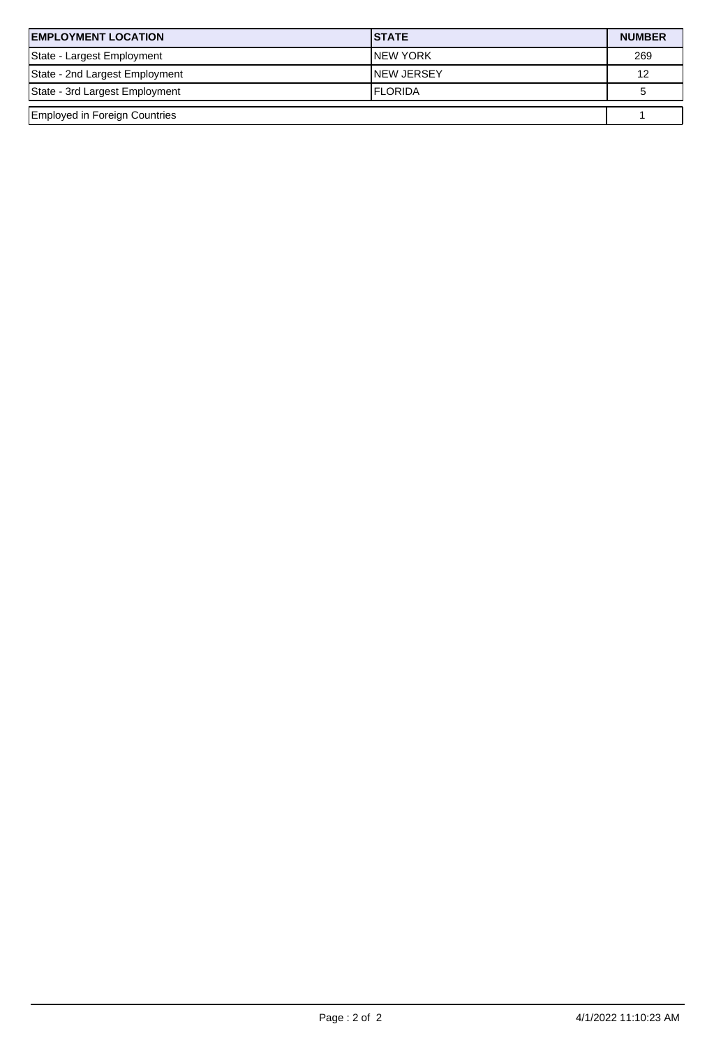| EMPLOYMENT LOCATION | STATE | NUMBER |
| --- | --- | --- |
| State - Largest Employment | NEW YORK | 269 |
| State - 2nd Largest Employment | NEW JERSEY | 12 |
| State - 3rd Largest Employment | FLORIDA | 5 |
| Employed in Foreign Countries | | 1 |